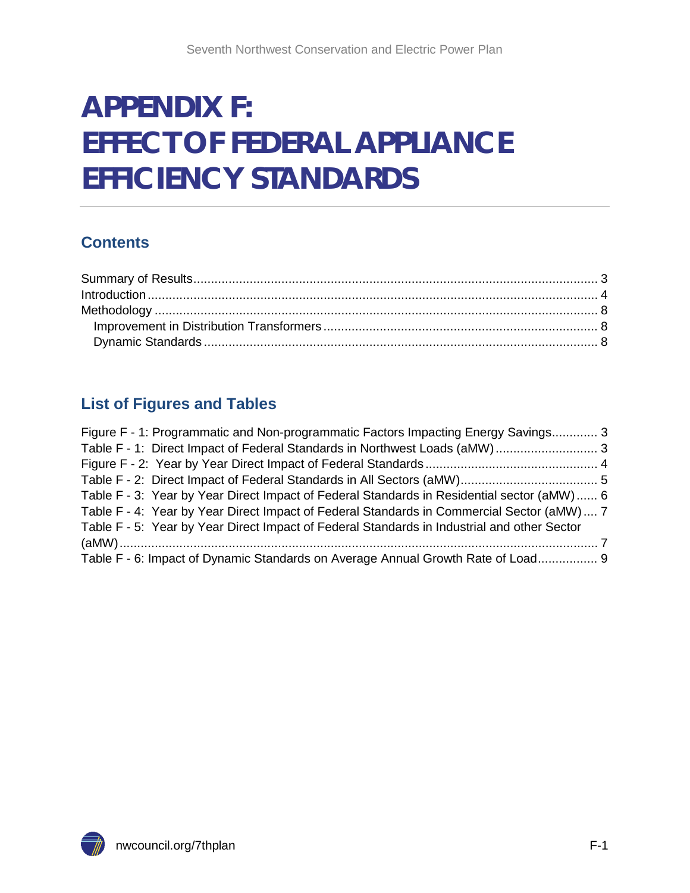// APPENDIX F:
# APPENDIX F: EFFECT OF FEDERAL APPLIANCE EFFICIENCY STANDARDS

## Contents

Summary of Results .......... 3
Introduction .......... 4
Methodology .......... 8
    Improvement in Distribution Transformers .......... 8
    Dynamic Standards .......... 8

## List of Figures and Tables

Figure F - 1: Programmatic and Non-programmatic Factors Impacting Energy Savings .......... 3
Table F - 1: Direct Impact of Federal Standards in Northwest Loads (aMW) .......... 3
Figure F - 2: Year by Year Direct Impact of Federal Standards .......... 4
Table F - 2: Direct Impact of Federal Standards in All Sectors (aMW) .......... 5
Table F - 3: Year by Year Direct Impact of Federal Standards in Residential sector (aMW) .......... 6
Table F - 4: Year by Year Direct Impact of Federal Standards in Commercial Sector (aMW) .......... 7
Table F - 5: Year by Year Direct Impact of Federal Standards in Industrial and other Sector (aMW) .......... 7
Table F - 6: Impact of Dynamic Standards on Average Annual Growth Rate of Load .......... 9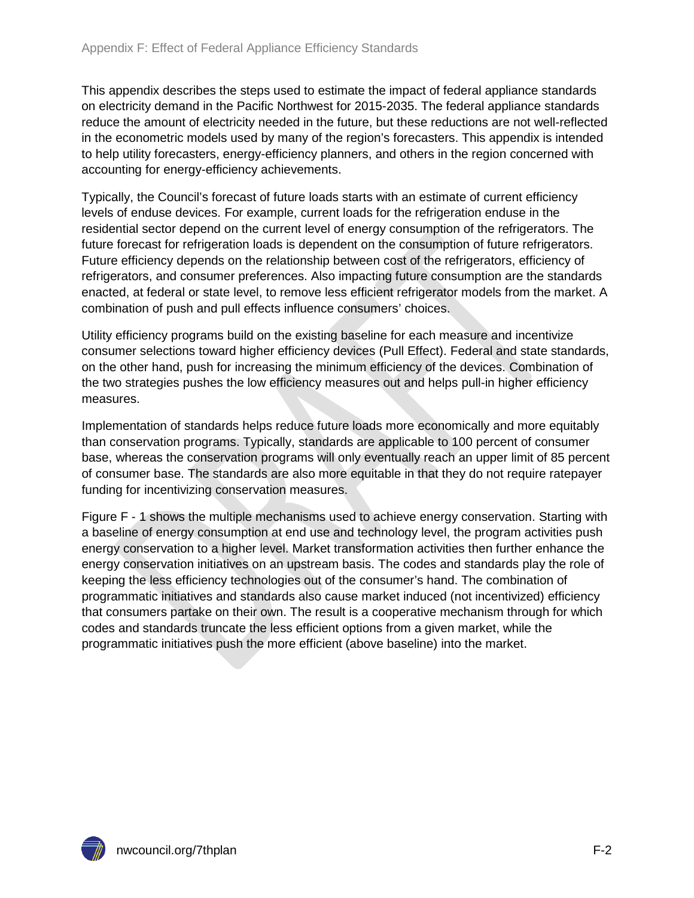This appendix describes the steps used to estimate the impact of federal appliance standards on electricity demand in the Pacific Northwest for 2015-2035. The federal appliance standards reduce the amount of electricity needed in the future, but these reductions are not well-reflected in the econometric models used by many of the region's forecasters. This appendix is intended to help utility forecasters, energy-efficiency planners, and others in the region concerned with accounting for energy-efficiency achievements.

Typically, the Council's forecast of future loads starts with an estimate of current efficiency levels of enduse devices. For example, current loads for the refrigeration enduse in the residential sector depend on the current level of energy consumption of the refrigerators. The future forecast for refrigeration loads is dependent on the consumption of future refrigerators. Future efficiency depends on the relationship between cost of the refrigerators, efficiency of refrigerators, and consumer preferences. Also impacting future consumption are the standards enacted, at federal or state level, to remove less efficient refrigerator models from the market. A combination of push and pull effects influence consumers' choices.

Utility efficiency programs build on the existing baseline for each measure and incentivize consumer selections toward higher efficiency devices (Pull Effect). Federal and state standards, on the other hand, push for increasing the minimum efficiency of the devices. Combination of the two strategies pushes the low efficiency measures out and helps pull-in higher efficiency measures.

Implementation of standards helps reduce future loads more economically and more equitably than conservation programs. Typically, standards are applicable to 100 percent of consumer base, whereas the conservation programs will only eventually reach an upper limit of 85 percent of consumer base. The standards are also more equitable in that they do not require ratepayer funding for incentivizing conservation measures.

Figure F - 1 shows the multiple mechanisms used to achieve energy conservation. Starting with a baseline of energy consumption at end use and technology level, the program activities push energy conservation to a higher level. Market transformation activities then further enhance the energy conservation initiatives on an upstream basis. The codes and standards play the role of keeping the less efficiency technologies out of the consumer's hand. The combination of programmatic initiatives and standards also cause market induced (not incentivized) efficiency that consumers partake on their own. The result is a cooperative mechanism through for which codes and standards truncate the less efficient options from a given market, while the programmatic initiatives push the more efficient (above baseline) into the market.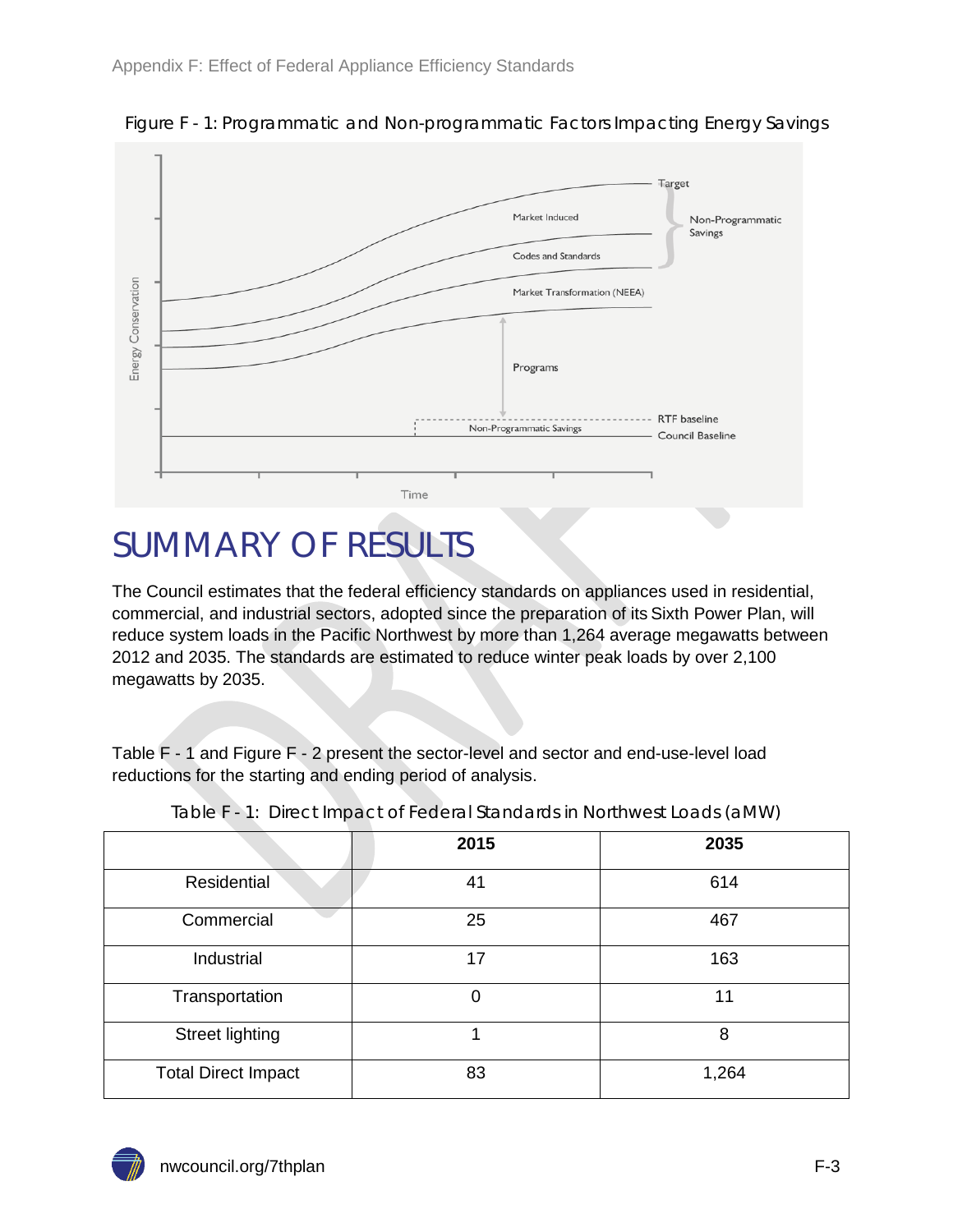Figure F - 1: Programmatic and Non-programmatic Factors Impacting Energy Savings

Energy Conservation

Target

Market Induced

Codes and Standards

Non-Programmatic Savings

Market Transformation (NEEA)

Programs

RTF baseline

Non-Programmatic Savings

Council Baseline

Time

# SUMMARY OF RESULTS

The Council estimates that the federal efficiency standards on appliances used in residential, commercial, and industrial sectors, adopted since the preparation of its Sixth Power Plan, will reduce system loads in the Pacific Northwest by more than 1,264 average megawatts between 2012 and 2035. The standards are estimated to reduce winter peak loads by over 2,100 megawatts by 2035.

Table F - 1 and Figure F - 2 present the sector-level and sector and end-use-level load reductions for the starting and ending period of analysis.

Table F - 1: Direct Impact of Federal Standards in Northwest Loads (aMW)

| | 2015 | 2035 |
|---|---|---|
| Residential | 41 | 614 |
| Commercial | 25 | 467 |
| Industrial | 17 | 163 |
| Transportation | 0 | 11 |
| Street lighting | 1 | 8 |
| Total Direct Impact | 83 | 1,264 |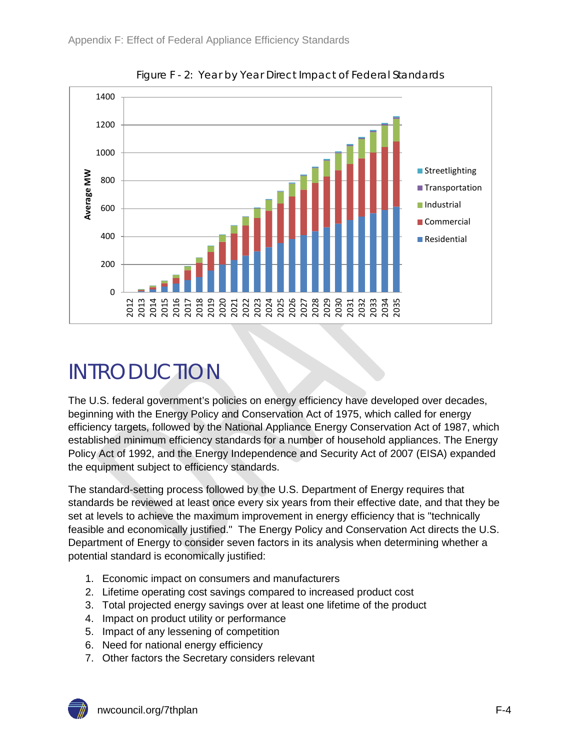Figure F - 2: Year by Year Direct Impact of Federal Standards

Average MW

1400
1200
1000
800
600
400
200
0

2012 2013 2014 2015 2016 2017 2018 2019 2020 2021 2022 2023 2024 2025 2026 2027 2028 2029 2030 2031 2032 2033 2034 2035

Streetlighting
Transportation
Industrial
Commercial
Residential

# INTRODUCTION

The U.S. federal government's policies on energy efficiency have developed over decades, beginning with the Energy Policy and Conservation Act of 1975, which called for energy efficiency targets, followed by the National Appliance Energy Conservation Act of 1987, which established minimum efficiency standards for a number of household appliances. The Energy Policy Act of 1992, and the Energy Independence and Security Act of 2007 (EISA) expanded the equipment subject to efficiency standards.

The standard-setting process followed by the U.S. Department of Energy requires that standards be reviewed at least once every six years from their effective date, and that they be set at levels to achieve the maximum improvement in energy efficiency that is "technically feasible and economically justified." The Energy Policy and Conservation Act directs the U.S. Department of Energy to consider seven factors in its analysis when determining whether a potential standard is economically justified:

1. Economic impact on consumers and manufacturers
2. Lifetime operating cost savings compared to increased product cost
3. Total projected energy savings over at least one lifetime of the product
4. Impact on product utility or performance
5. Impact of any lessening of competition
6. Need for national energy efficiency
7. Other factors the Secretary considers relevant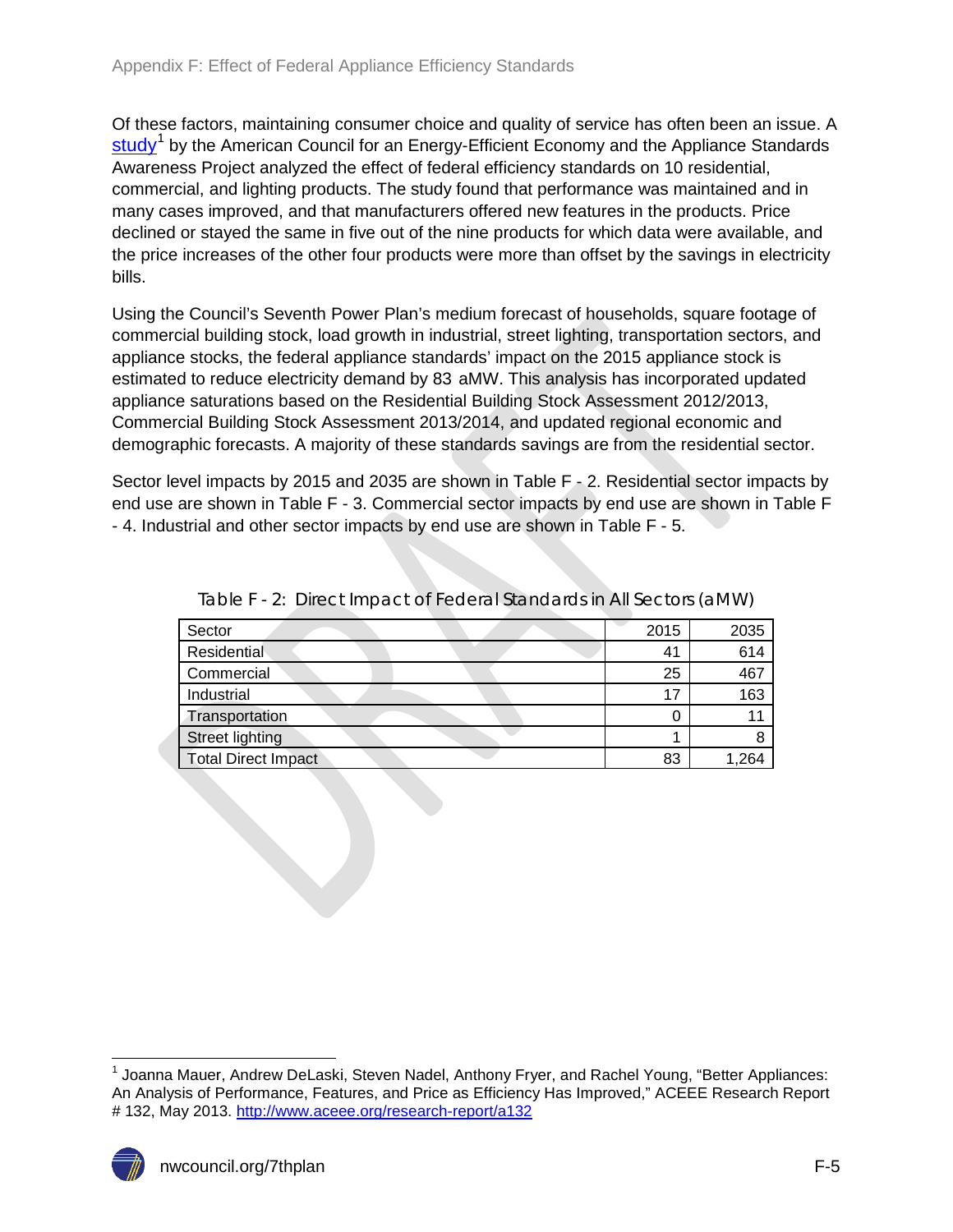Of these factors, maintaining consumer choice and quality of service has often been an issue. A study[1] by the American Council for an Energy-Efficient Economy and the Appliance Standards Awareness Project analyzed the effect of federal efficiency standards on 10 residential, commercial, and lighting products. The study found that performance was maintained and in many cases improved, and that manufacturers offered new features in the products. Price declined or stayed the same in five out of the nine products for which data were available, and the price increases of the other four products were more than offset by the savings in electricity bills.

Using the Council's Seventh Power Plan's medium forecast of households, square footage of commercial building stock, load growth in industrial, street lighting, transportation sectors, and appliance stocks, the federal appliance standards' impact on the 2015 appliance stock is estimated to reduce electricity demand by 83 aMW. This analysis has incorporated updated appliance saturations based on the Residential Building Stock Assessment 2012/2013, Commercial Building Stock Assessment 2013/2014, and updated regional economic and demographic forecasts. A majority of these standards savings are from the residential sector.

Sector level impacts by 2015 and 2035 are shown in Table F - 2. Residential sector impacts by end use are shown in Table F - 3. Commercial sector impacts by end use are shown in Table F - 4. Industrial and other sector impacts by end use are shown in Table F - 5.

Table F - 2: Direct Impact of Federal Standards in All Sectors (aMW)

| Sector | 2015 | 2035 |
|---|---|---|
| Residential | 41 | 614 |
| Commercial | 25 | 467 |
| Industrial | 17 | 163 |
| Transportation | 0 | 11 |
| Street lighting | 1 | 8 |
| Total Direct Impact | 83 | 1,264 |

[1] Joanna Mauer, Andrew DeLaski, Steven Nadel, Anthony Fryer, and Rachel Young, "Better Appliances: An Analysis of Performance, Features, and Price as Efficiency Has Improved," ACEEE Research Report # 132, May 2013. http://www.aceee.org/research-report/a132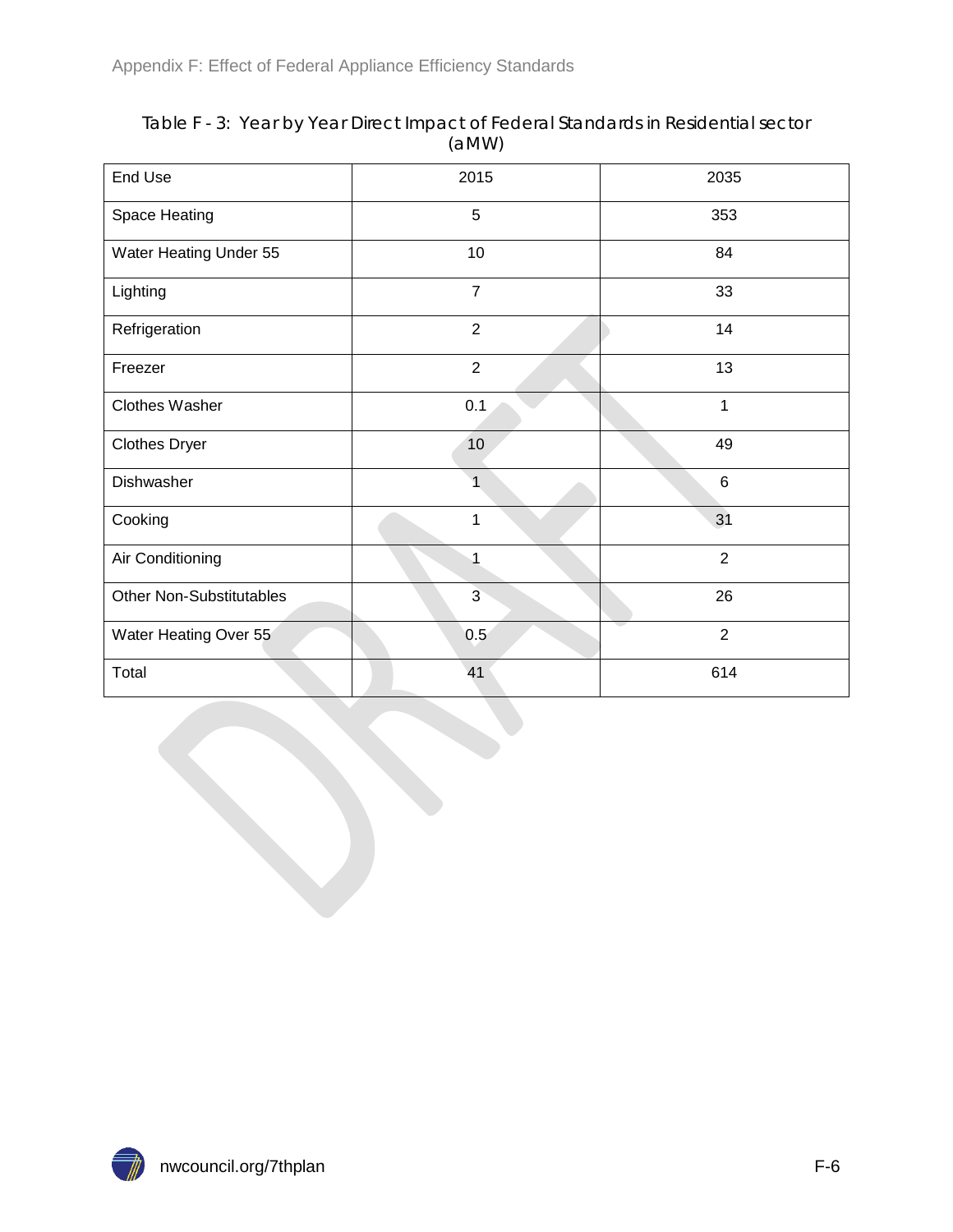Table F - 3: Year by Year Direct Impact of Federal Standards in Residential sector (aMW)

| End Use | 2015 | 2035 |
|---|---|---|
| Space Heating | 5 | 353 |
| Water Heating Under 55 | 10 | 84 |
| Lighting | 7 | 33 |
| Refrigeration | 2 | 14 |
| Freezer | 2 | 13 |
| Clothes Washer | 0.1 | 1 |
| Clothes Dryer | 10 | 49 |
| Dishwasher | 1 | 6 |
| Cooking | 1 | 31 |
| Air Conditioning | 1 | 2 |
| Other Non-Substitutables | 3 | 26 |
| Water Heating Over 55 | 0.5 | 2 |
| Total | 41 | 614 |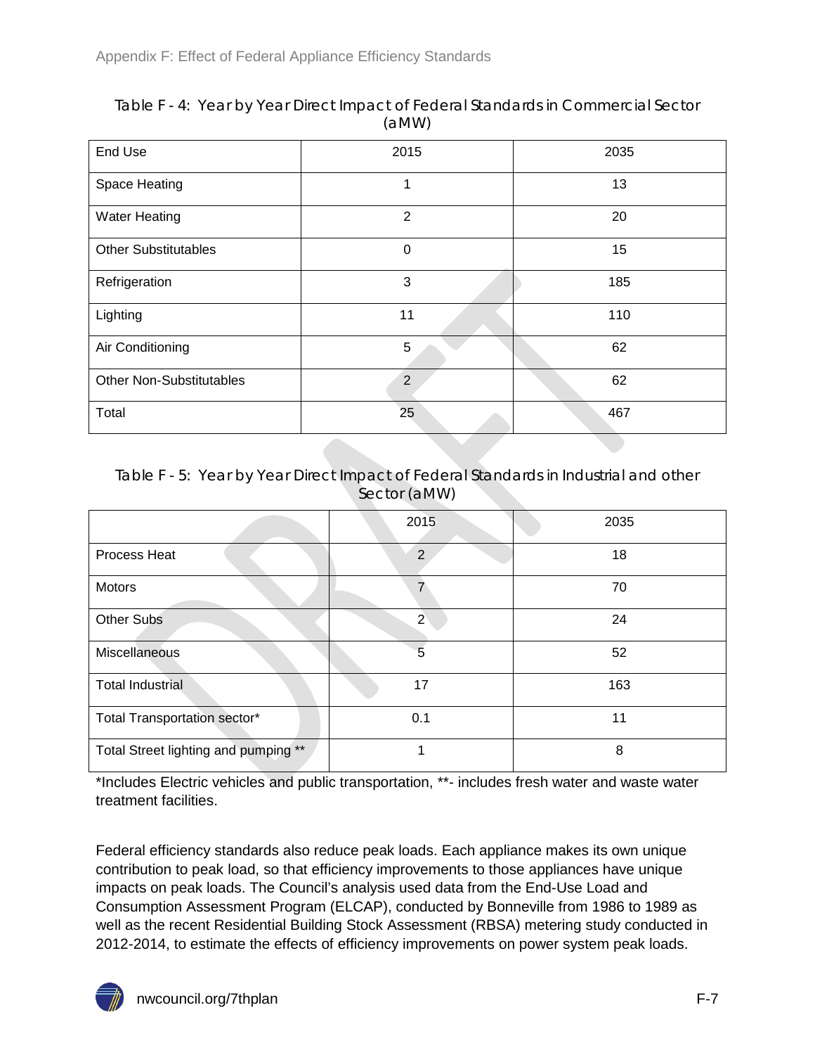Table F - 4: Year by Year Direct Impact of Federal Standards in Commercial Sector (aMW)

| End Use | 2015 | 2035 |
| --- | --- | --- |
| Space Heating | 1 | 13 |
| Water Heating | 2 | 20 |
| Other Substitutables | 0 | 15 |
| Refrigeration | 3 | 185 |
| Lighting | 11 | 110 |
| Air Conditioning | 5 | 62 |
| Other Non-Substitutables | 2 | 62 |
| Total | 25 | 467 |

Table F - 5: Year by Year Direct Impact of Federal Standards in Industrial and other Sector (aMW)

| | 2015 | 2035 |
| --- | --- | --- |
| Process Heat | 2 | 18 |
| Motors | 7 | 70 |
| Other Subs | 2 | 24 |
| Miscellaneous | 5 | 52 |
| Total Industrial | 17 | 163 |
| Total Transportation sector* | 0.1 | 11 |
| Total Street lighting and pumping ** | 1 | 8 |

*Includes Electric vehicles and public transportation, **- includes fresh water and waste water treatment facilities.

Federal efficiency standards also reduce peak loads. Each appliance makes its own unique contribution to peak load, so that efficiency improvements to those appliances have unique impacts on peak loads. The Council's analysis used data from the End-Use Load and Consumption Assessment Program (ELCAP), conducted by Bonneville from 1986 to 1989 as well as the recent Residential Building Stock Assessment (RBSA) metering study conducted in 2012-2014, to estimate the effects of efficiency improvements on power system peak loads.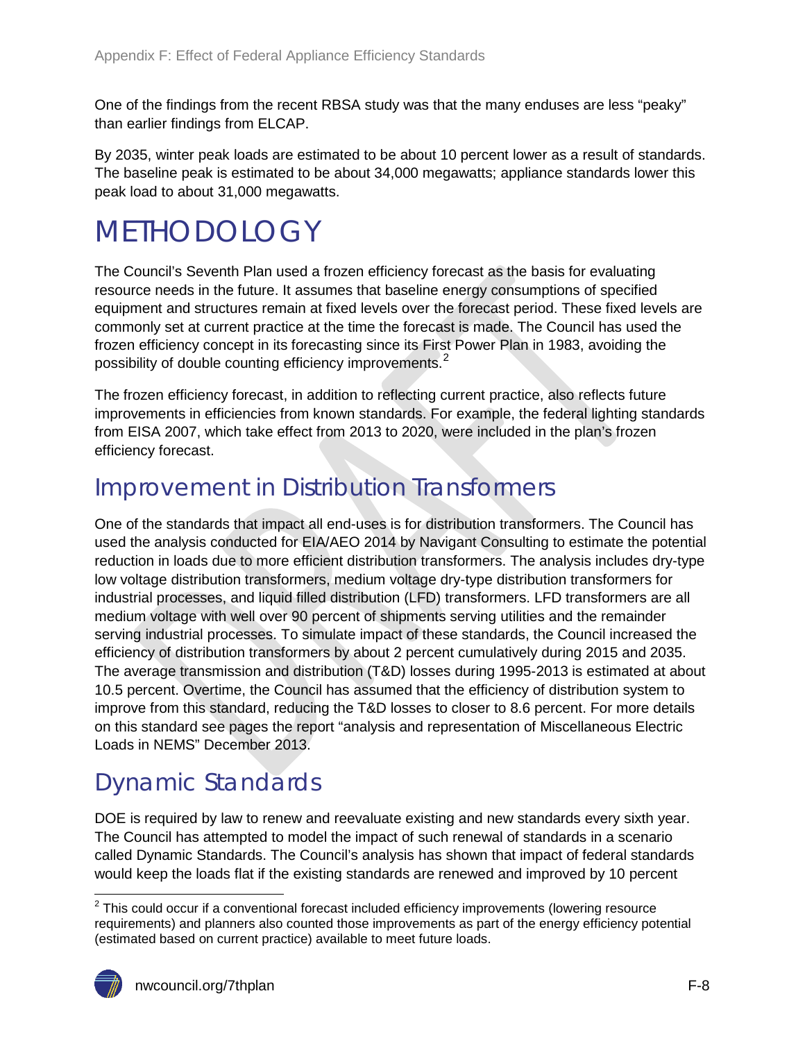One of the findings from the recent RBSA study was that the many enduses are less "peaky" than earlier findings from ELCAP.

By 2035, winter peak loads are estimated to be about 10 percent lower as a result of standards. The baseline peak is estimated to be about 34,000 megawatts; appliance standards lower this peak load to about 31,000 megawatts.

# METHODOLOGY

The Council's Seventh Plan used a frozen efficiency forecast as the basis for evaluating resource needs in the future. It assumes that baseline energy consumptions of specified equipment and structures remain at fixed levels over the forecast period. These fixed levels are commonly set at current practice at the time the forecast is made. The Council has used the frozen efficiency concept in its forecasting since its First Power Plan in 1983, avoiding the possibility of double counting efficiency improvements.[2]

The frozen efficiency forecast, in addition to reflecting current practice, also reflects future improvements in efficiencies from known standards. For example, the federal lighting standards from EISA 2007, which take effect from 2013 to 2020, were included in the plan's frozen efficiency forecast.

## Improvement in Distribution Transformers

One of the standards that impact all end-uses is for distribution transformers. The Council has used the analysis conducted for EIA/AEO 2014 by Navigant Consulting to estimate the potential reduction in loads due to more efficient distribution transformers. The analysis includes dry-type low voltage distribution transformers, medium voltage dry-type distribution transformers for industrial processes, and liquid filled distribution (LFD) transformers. LFD transformers are all medium voltage with well over 90 percent of shipments serving utilities and the remainder serving industrial processes. To simulate impact of these standards, the Council increased the efficiency of distribution transformers by about 2 percent cumulatively during 2015 and 2035. The average transmission and distribution (T&D) losses during 1995-2013 is estimated at about 10.5 percent. Overtime, the Council has assumed that the efficiency of distribution system to improve from this standard, reducing the T&D losses to closer to 8.6 percent. For more details on this standard see pages the report "analysis and representation of Miscellaneous Electric Loads in NEMS" December 2013.

## Dynamic Standards

DOE is required by law to renew and reevaluate existing and new standards every sixth year. The Council has attempted to model the impact of such renewal of standards in a scenario called Dynamic Standards. The Council's analysis has shown that impact of federal standards would keep the loads flat if the existing standards are renewed and improved by 10 percent

[2] This could occur if a conventional forecast included efficiency improvements (lowering resource requirements) and planners also counted those improvements as part of the energy efficiency potential (estimated based on current practice) available to meet future loads.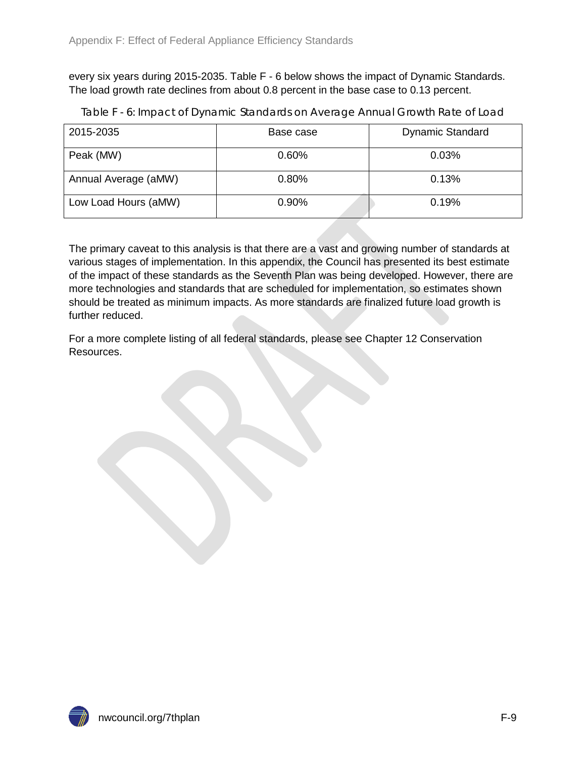every six years during 2015-2035. Table F - 6 below shows the impact of Dynamic Standards. The load growth rate declines from about 0.8 percent in the base case to 0.13 percent.

Table F - 6: Impact of Dynamic Standards on Average Annual Growth Rate of Load

| 2015-2035 | Base case | Dynamic Standard |
|---|---|---|
| Peak (MW) | 0.60% | 0.03% |
| Annual Average (aMW) | 0.80% | 0.13% |
| Low Load Hours (aMW) | 0.90% | 0.19% |

The primary caveat to this analysis is that there are a vast and growing number of standards at various stages of implementation. In this appendix, the Council has presented its best estimate of the impact of these standards as the Seventh Plan was being developed. However, there are more technologies and standards that are scheduled for implementation, so estimates shown should be treated as minimum impacts. As more standards are finalized future load growth is further reduced.

For a more complete listing of all federal standards, please see Chapter 12 Conservation Resources.